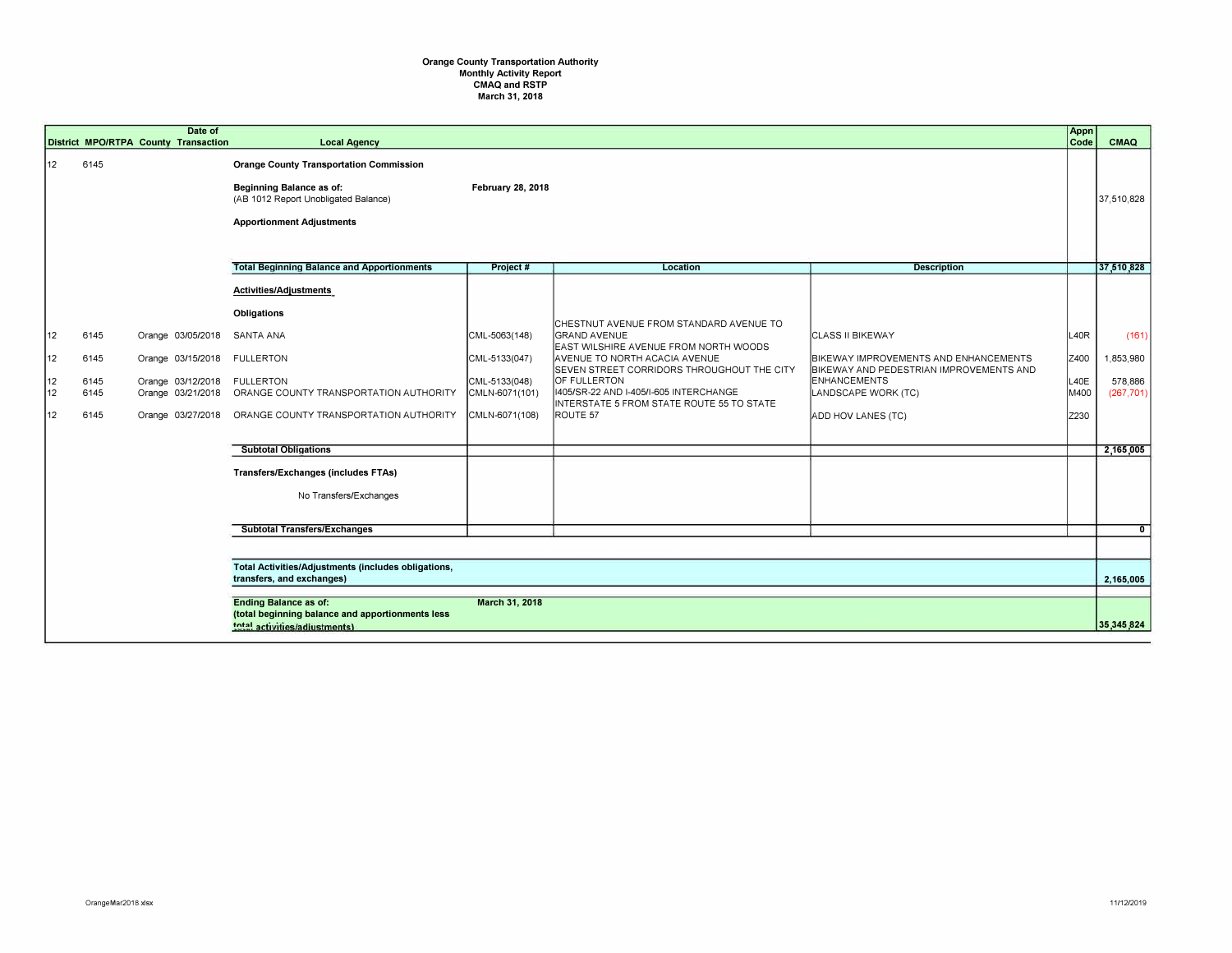**Orange County Transportation Authority**
**Monthly Activity Report**
**CMAQ and RSTP**
**March 31, 2018**

| District | MPO/RTPA | County | Date of Transaction | Local Agency | Project # | Location | Description | Appn Code | CMAQ |
|---|---|---|---|---|---|---|---|---|---|
| 12 | 6145 | | | **Orange County Transportation Commission** | | | | | |
| | | | | **Beginning Balance as of:** (AB 1012 Report Unobligated Balance) | **February 28, 2018** | | | | 37,510,828 |
| | | | | **Apportionment Adjustments** | | | | | |
| | | | | **Total Beginning Balance and Apportionments** | **Project #** | **Location** | **Description** | | **37,510,828** |
| | | | | **Activities/Adjustments** | | | | | |
| | | | | **Obligations** | | | | | |
| 12 | 6145 | Orange | 03/05/2018 | SANTA ANA | CML-5063(148) | CHESTNUT AVENUE FROM STANDARD AVENUE TO GRAND AVENUE | CLASS II BIKEWAY | L40R | (161) |
| 12 | 6145 | Orange | 03/15/2018 | FULLERTON | CML-5133(047) | EAST WILSHIRE AVENUE FROM NORTH WOODS AVENUE TO NORTH ACACIA AVENUE | BIKEWAY IMPROVEMENTS AND ENHANCEMENTS | Z400 | 1,853,980 |
| 12 | 6145 | Orange | 03/12/2018 | FULLERTON | CML-5133(048) | SEVEN STREET CORRIDORS THROUGHOUT THE CITY OF FULLERTON | BIKEWAY AND PEDESTRIAN IMPROVEMENTS AND ENHANCEMENTS | L40E | 578,886 |
| 12 | 6145 | Orange | 03/21/2018 | ORANGE COUNTY TRANSPORTATION AUTHORITY | CMLN-6071(101) | I405/SR-22 AND I-405/I-605 INTERCHANGE | LANDSCAPE WORK (TC) | M400 | (267,701) |
| 12 | 6145 | Orange | 03/27/2018 | ORANGE COUNTY TRANSPORTATION AUTHORITY | CMLN-6071(108) | INTERSTATE 5 FROM STATE ROUTE 55 TO STATE ROUTE 57 | ADD HOV LANES (TC) | Z230 | |
| | | | | **Subtotal Obligations** | | | | | **2,165,005** |
| | | | | **Transfers/Exchanges (includes FTAs)** | | | | | |
| | | | | No Transfers/Exchanges | | | | | |
| | | | | **Subtotal Transfers/Exchanges** | | | | | **0** |
| | | | | **Total Activities/Adjustments (includes obligations, transfers, and exchanges)** | | | | | **2,165,005** |
| | | | | **Ending Balance as of:** (total beginning balance and apportionments less total activities/adjustments) | **March 31, 2018** | | | | **35,345,824** |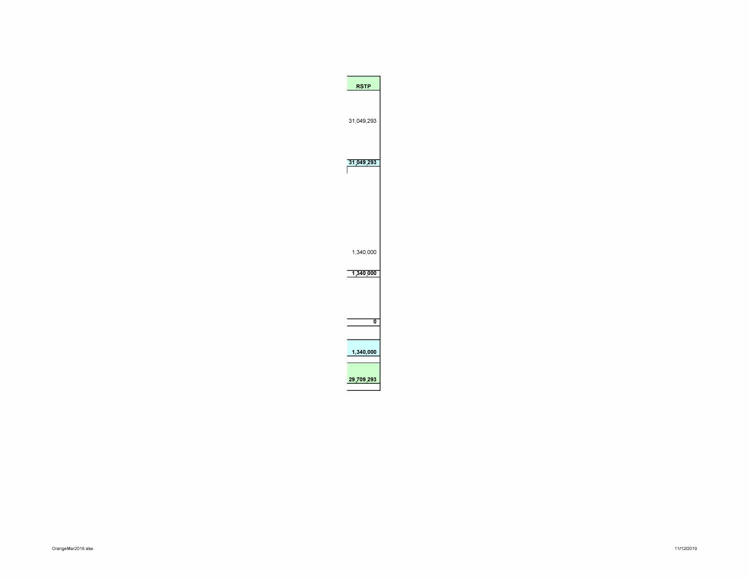| RSTP |
|---|
| 31,049,293 |
| **31,049,293** |
| 1,340,000 |
| **1,340,000** |
| **0** |
| **1,340,000** |
| **29,709,293** |